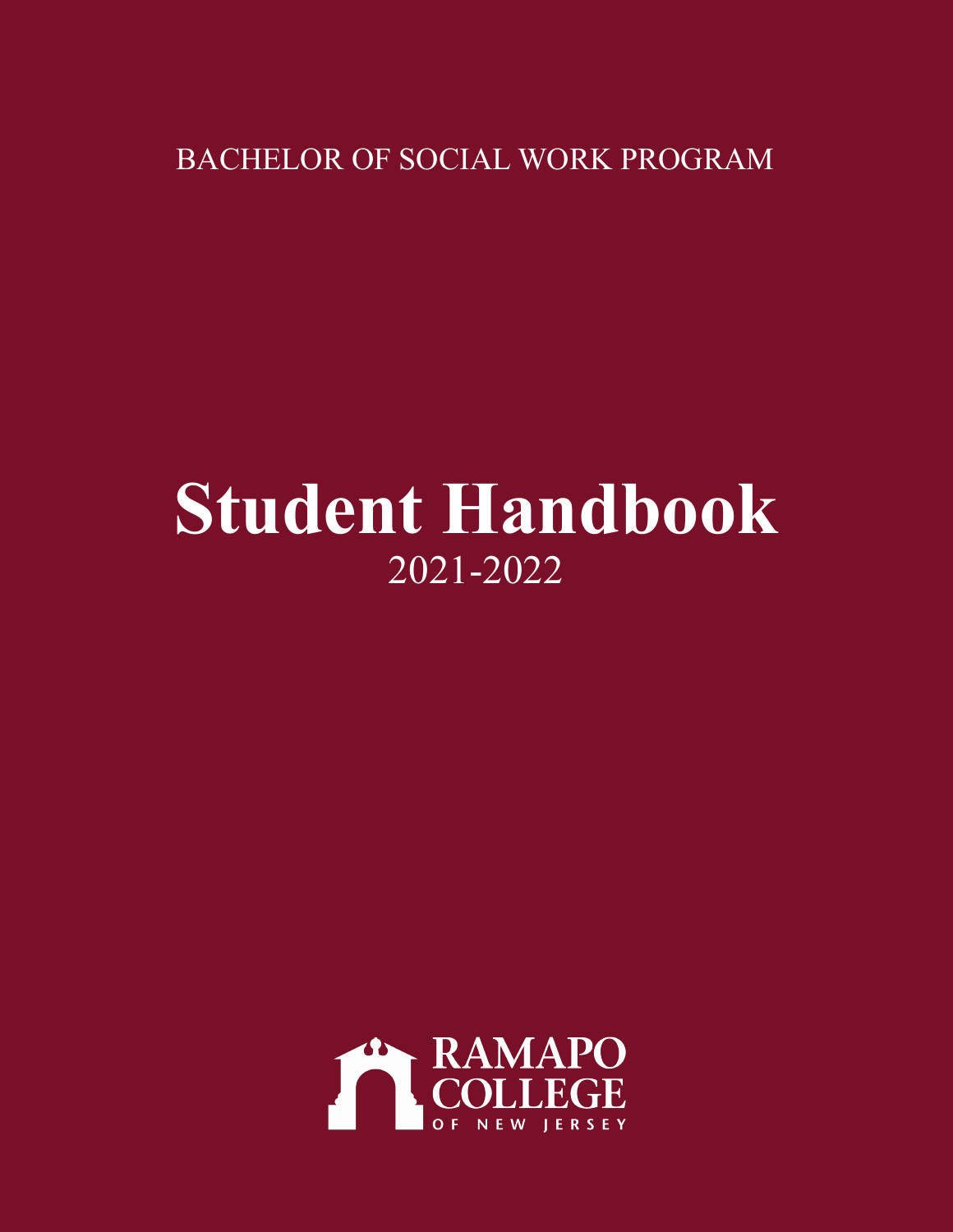BACHELOR OF SOCIAL WORK PROGRAM

# Student Handbook

2021-2022

RAMAPO COLLEGE OF NEW JERSEY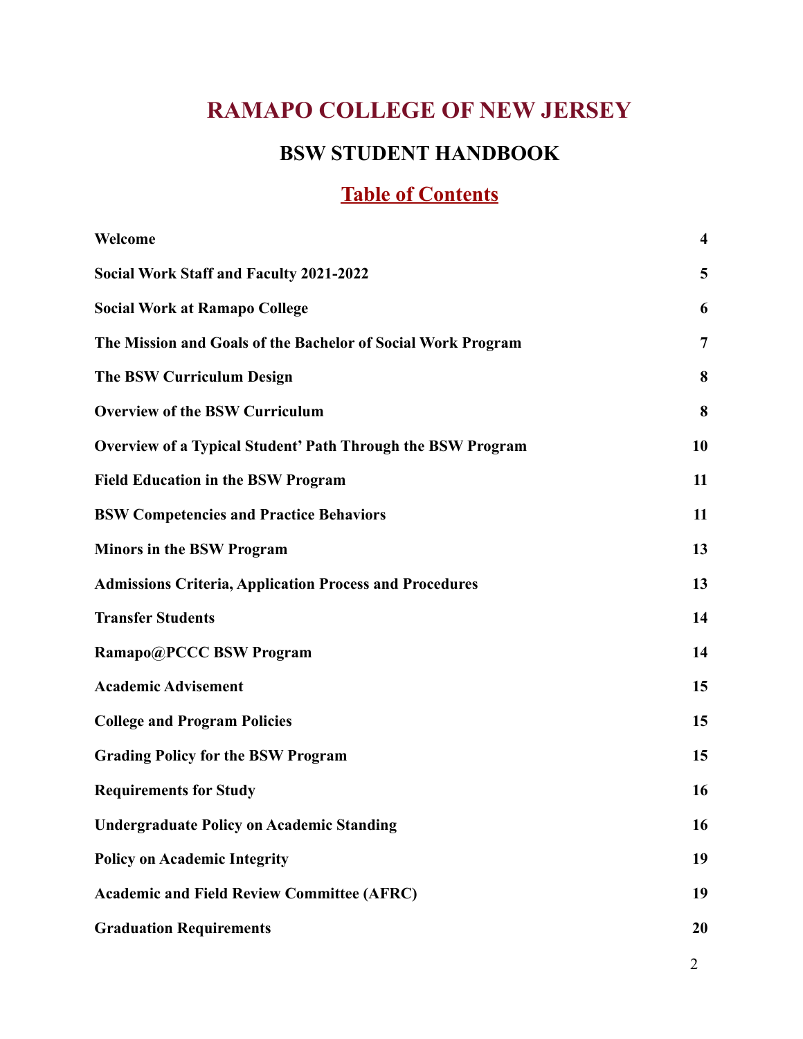# RAMAPO COLLEGE OF NEW JERSEY

## BSW STUDENT HANDBOOK

## Table of Contents

| | |
|---|---|
| **Welcome** | **4** |
| **Social Work Staff and Faculty 2021-2022** | **5** |
| **Social Work at Ramapo College** | **6** |
| **The Mission and Goals of the Bachelor of Social Work Program** | **7** |
| **The BSW Curriculum Design** | **8** |
| **Overview of the BSW Curriculum** | **8** |
| **Overview of a Typical Student' Path Through the BSW Program** | **10** |
| **Field Education in the BSW Program** | **11** |
| **BSW Competencies and Practice Behaviors** | **11** |
| **Minors in the BSW Program** | **13** |
| **Admissions Criteria, Application Process and Procedures** | **13** |
| **Transfer Students** | **14** |
| **Ramapo@PCCC BSW Program** | **14** |
| **Academic Advisement** | **15** |
| **College and Program Policies** | **15** |
| **Grading Policy for the BSW Program** | **15** |
| **Requirements for Study** | **16** |
| **Undergraduate Policy on Academic Standing** | **16** |
| **Policy on Academic Integrity** | **19** |
| **Academic and Field Review Committee (AFRC)** | **19** |
| **Graduation Requirements** | **20** |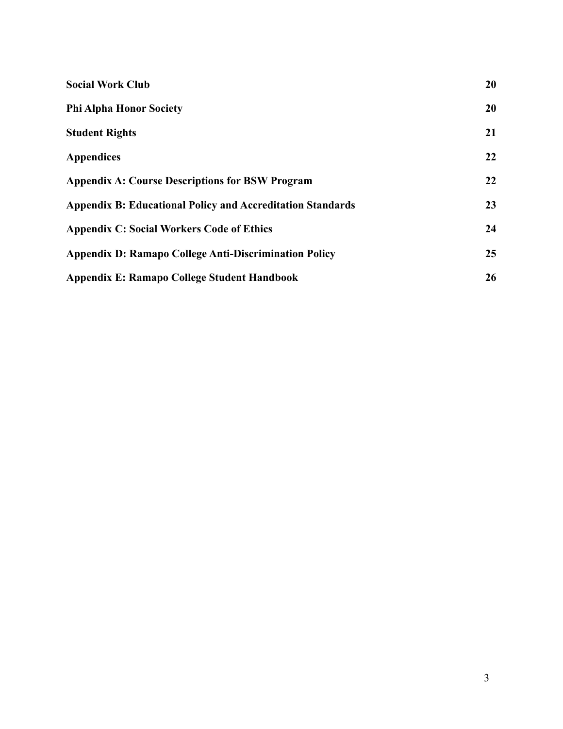| | |
|---|---|
| **Social Work Club** | **20** |
| **Phi Alpha Honor Society** | **20** |
| **Student Rights** | **21** |
| **Appendices** | **22** |
| **Appendix A: Course Descriptions for BSW Program** | **22** |
| **Appendix B: Educational Policy and Accreditation Standards** | **23** |
| **Appendix C: Social Workers Code of Ethics** | **24** |
| **Appendix D: Ramapo College Anti-Discrimination Policy** | **25** |
| **Appendix E: Ramapo College Student Handbook** | **26** |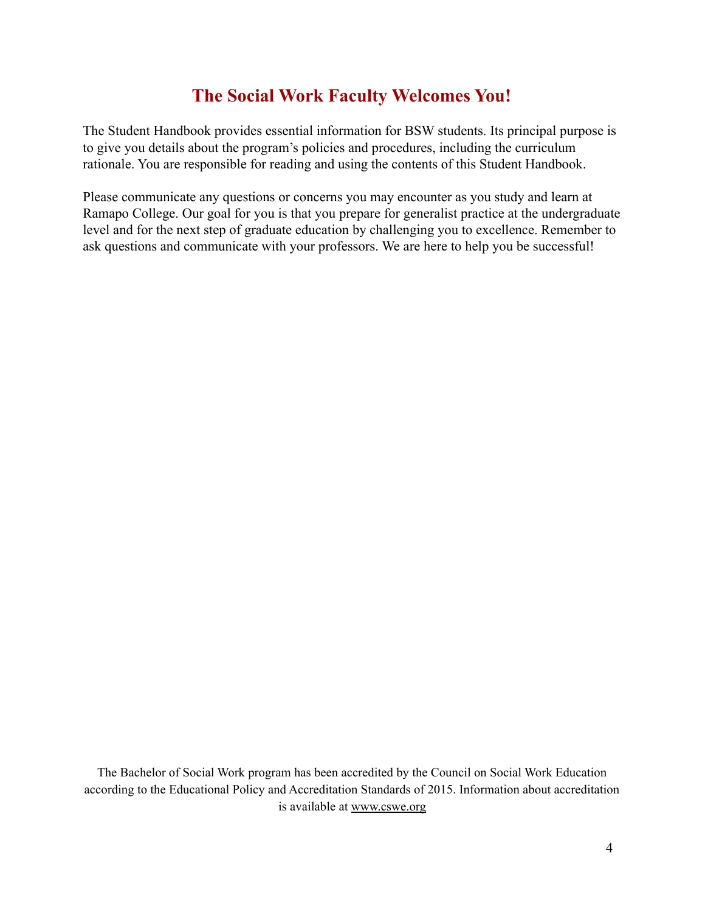# The Social Work Faculty Welcomes You!

The Student Handbook provides essential information for BSW students. Its principal purpose is to give you details about the program's policies and procedures, including the curriculum rationale. You are responsible for reading and using the contents of this Student Handbook.

Please communicate any questions or concerns you may encounter as you study and learn at Ramapo College. Our goal for you is that you prepare for generalist practice at the undergraduate level and for the next step of graduate education by challenging you to excellence. Remember to ask questions and communicate with your professors. We are here to help you be successful!

The Bachelor of Social Work program has been accredited by the Council on Social Work Education according to the Educational Policy and Accreditation Standards of 2015. Information about accreditation is available at www.cswe.org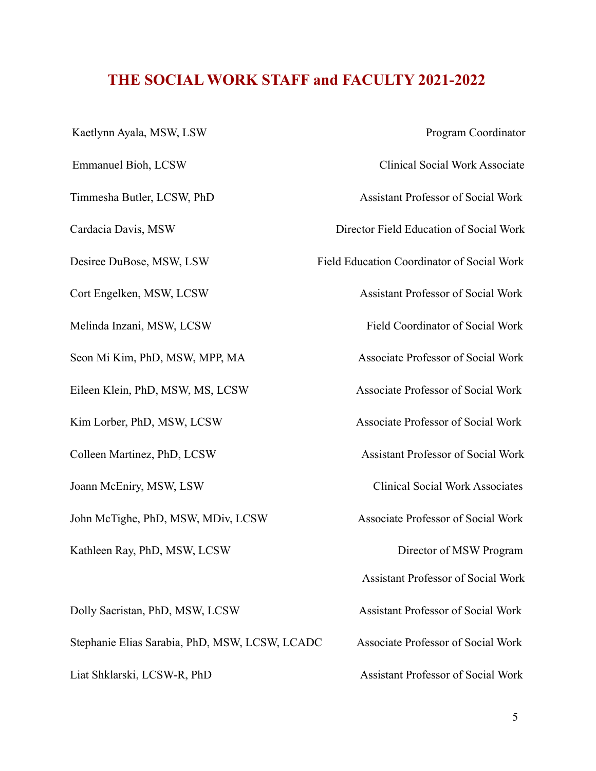# THE SOCIAL WORK STAFF and FACULTY 2021-2022

| Name | Title |
| --- | --- |
| Kaetlynn Ayala, MSW, LSW | Program Coordinator |
| Emmanuel Bioh, LCSW | Clinical Social Work Associate |
| Timmesha Butler, LCSW, PhD | Assistant Professor of Social Work |
| Cardacia Davis, MSW | Director Field Education of Social Work |
| Desiree DuBose, MSW, LSW | Field Education Coordinator of Social Work |
| Cort Engelken, MSW, LCSW | Assistant Professor of Social Work |
| Melinda Inzani, MSW, LCSW | Field Coordinator of Social Work |
| Seon Mi Kim, PhD, MSW, MPP, MA | Associate Professor of Social Work |
| Eileen Klein, PhD, MSW, MS, LCSW | Associate Professor of Social Work |
| Kim Lorber, PhD, MSW, LCSW | Associate Professor of Social Work |
| Colleen Martinez, PhD, LCSW | Assistant Professor of Social Work |
| Joann McEniry, MSW, LSW | Clinical Social Work Associates |
| John McTighe, PhD, MSW, MDiv, LCSW | Associate Professor of Social Work |
| Kathleen Ray, PhD, MSW, LCSW | Director of MSW Program<br>Assistant Professor of Social Work |
| Dolly Sacristan, PhD, MSW, LCSW | Assistant Professor of Social Work |
| Stephanie Elias Sarabia, PhD, MSW, LCSW, LCADC | Associate Professor of Social Work |
| Liat Shklarski, LCSW-R, PhD | Assistant Professor of Social Work |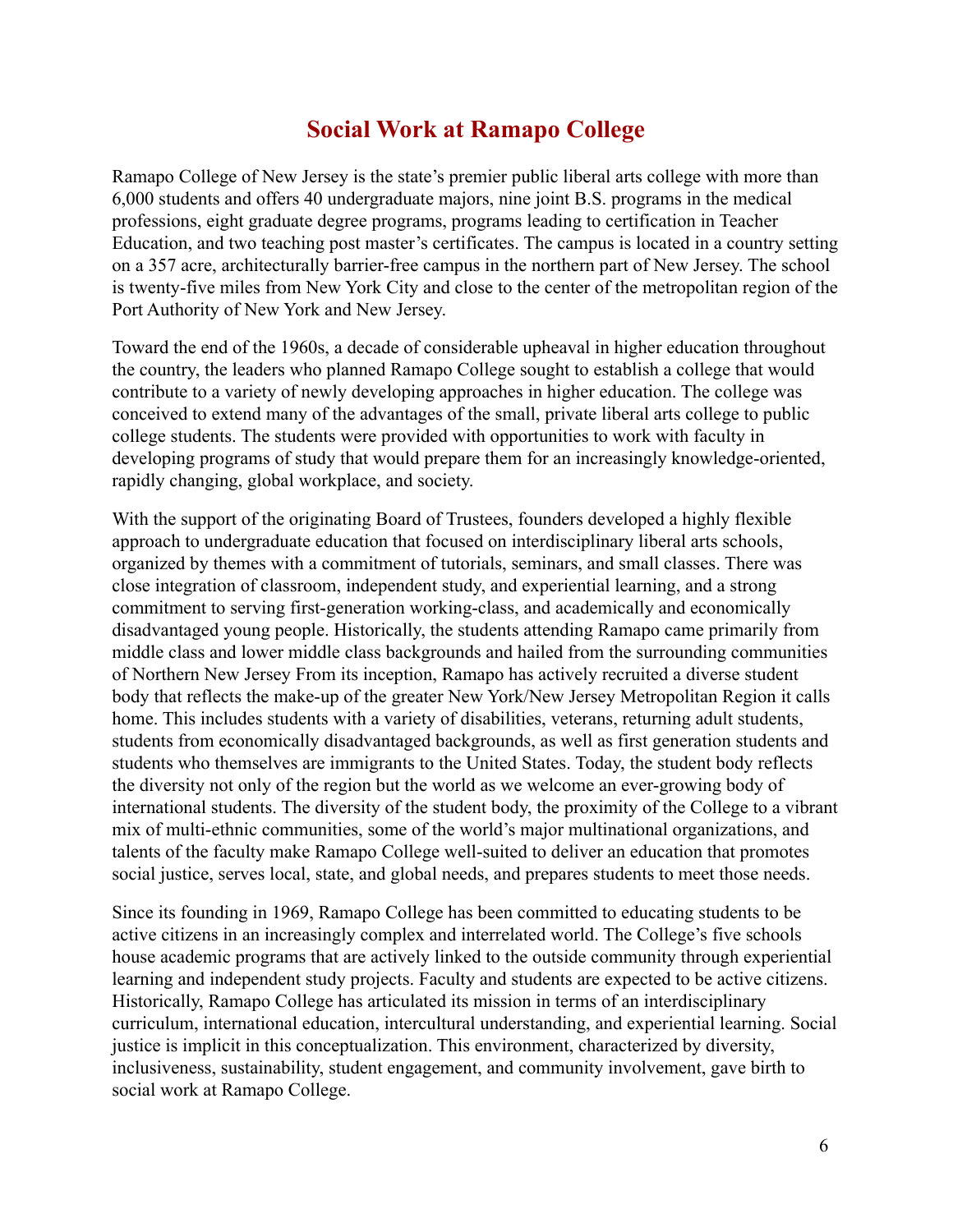# Social Work at Ramapo College

Ramapo College of New Jersey is the state's premier public liberal arts college with more than 6,000 students and offers 40 undergraduate majors, nine joint B.S. programs in the medical professions, eight graduate degree programs, programs leading to certification in Teacher Education, and two teaching post master's certificates. The campus is located in a country setting on a 357 acre, architecturally barrier-free campus in the northern part of New Jersey. The school is twenty-five miles from New York City and close to the center of the metropolitan region of the Port Authority of New York and New Jersey.

Toward the end of the 1960s, a decade of considerable upheaval in higher education throughout the country, the leaders who planned Ramapo College sought to establish a college that would contribute to a variety of newly developing approaches in higher education. The college was conceived to extend many of the advantages of the small, private liberal arts college to public college students. The students were provided with opportunities to work with faculty in developing programs of study that would prepare them for an increasingly knowledge-oriented, rapidly changing, global workplace, and society.

With the support of the originating Board of Trustees, founders developed a highly flexible approach to undergraduate education that focused on interdisciplinary liberal arts schools, organized by themes with a commitment of tutorials, seminars, and small classes. There was close integration of classroom, independent study, and experiential learning, and a strong commitment to serving first-generation working-class, and academically and economically disadvantaged young people. Historically, the students attending Ramapo came primarily from middle class and lower middle class backgrounds and hailed from the surrounding communities of Northern New Jersey From its inception, Ramapo has actively recruited a diverse student body that reflects the make-up of the greater New York/New Jersey Metropolitan Region it calls home. This includes students with a variety of disabilities, veterans, returning adult students, students from economically disadvantaged backgrounds, as well as first generation students and students who themselves are immigrants to the United States. Today, the student body reflects the diversity not only of the region but the world as we welcome an ever-growing body of international students. The diversity of the student body, the proximity of the College to a vibrant mix of multi-ethnic communities, some of the world's major multinational organizations, and talents of the faculty make Ramapo College well-suited to deliver an education that promotes social justice, serves local, state, and global needs, and prepares students to meet those needs.

Since its founding in 1969, Ramapo College has been committed to educating students to be active citizens in an increasingly complex and interrelated world. The College's five schools house academic programs that are actively linked to the outside community through experiential learning and independent study projects. Faculty and students are expected to be active citizens. Historically, Ramapo College has articulated its mission in terms of an interdisciplinary curriculum, international education, intercultural understanding, and experiential learning. Social justice is implicit in this conceptualization. This environment, characterized by diversity, inclusiveness, sustainability, student engagement, and community involvement, gave birth to social work at Ramapo College.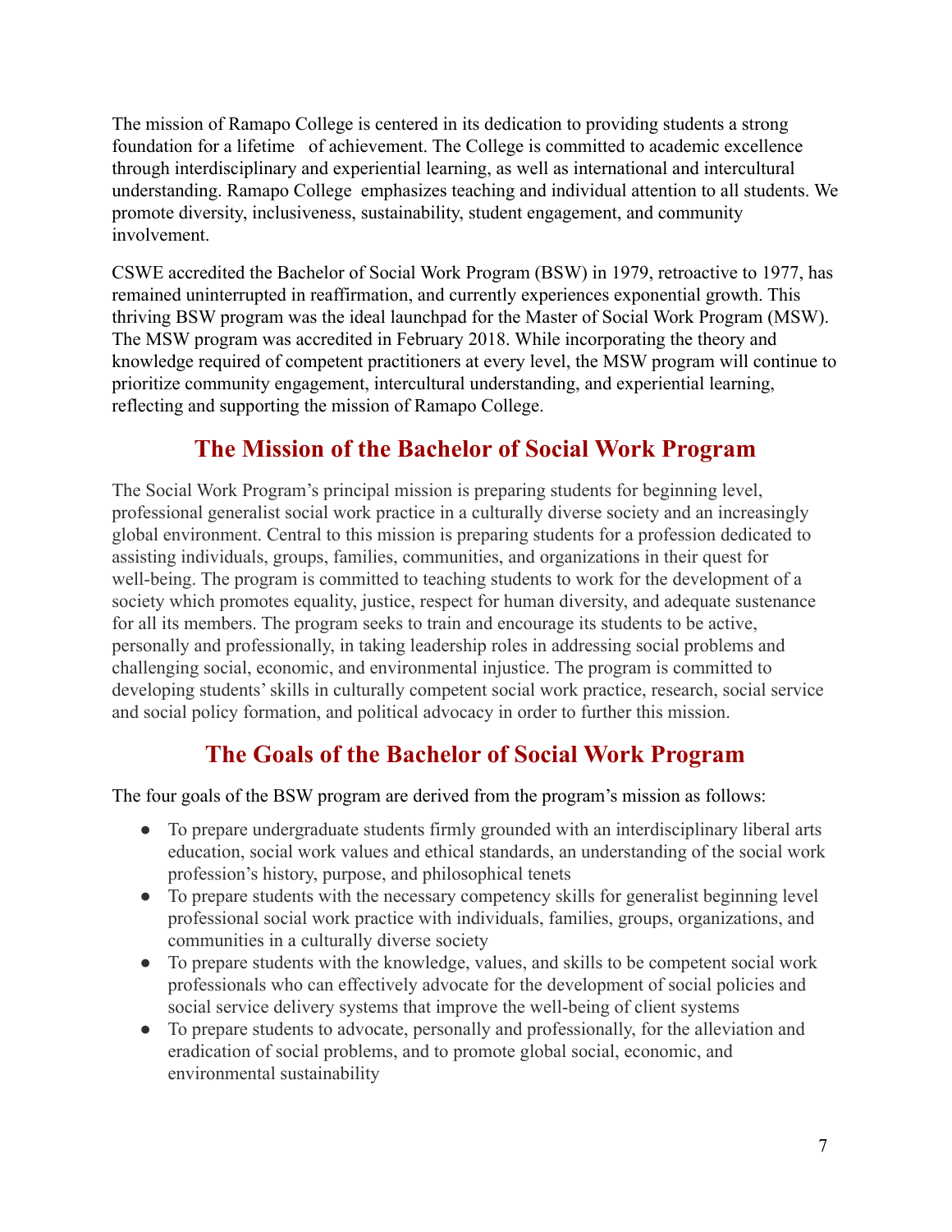The mission of Ramapo College is centered in its dedication to providing students a strong foundation for a lifetime of achievement. The College is committed to academic excellence through interdisciplinary and experiential learning, as well as international and intercultural understanding. Ramapo College emphasizes teaching and individual attention to all students. We promote diversity, inclusiveness, sustainability, student engagement, and community involvement.

CSWE accredited the Bachelor of Social Work Program (BSW) in 1979, retroactive to 1977, has remained uninterrupted in reaffirmation, and currently experiences exponential growth. This thriving BSW program was the ideal launchpad for the Master of Social Work Program (MSW). The MSW program was accredited in February 2018. While incorporating the theory and knowledge required of competent practitioners at every level, the MSW program will continue to prioritize community engagement, intercultural understanding, and experiential learning, reflecting and supporting the mission of Ramapo College.

## The Mission of the Bachelor of Social Work Program

The Social Work Program's principal mission is preparing students for beginning level, professional generalist social work practice in a culturally diverse society and an increasingly global environment. Central to this mission is preparing students for a profession dedicated to assisting individuals, groups, families, communities, and organizations in their quest for well-being. The program is committed to teaching students to work for the development of a society which promotes equality, justice, respect for human diversity, and adequate sustenance for all its members. The program seeks to train and encourage its students to be active, personally and professionally, in taking leadership roles in addressing social problems and challenging social, economic, and environmental injustice. The program is committed to developing students' skills in culturally competent social work practice, research, social service and social policy formation, and political advocacy in order to further this mission.

## The Goals of the Bachelor of Social Work Program

The four goals of the BSW program are derived from the program's mission as follows:

- To prepare undergraduate students firmly grounded with an interdisciplinary liberal arts education, social work values and ethical standards, an understanding of the social work profession's history, purpose, and philosophical tenets
- To prepare students with the necessary competency skills for generalist beginning level professional social work practice with individuals, families, groups, organizations, and communities in a culturally diverse society
- To prepare students with the knowledge, values, and skills to be competent social work professionals who can effectively advocate for the development of social policies and social service delivery systems that improve the well-being of client systems
- To prepare students to advocate, personally and professionally, for the alleviation and eradication of social problems, and to promote global social, economic, and environmental sustainability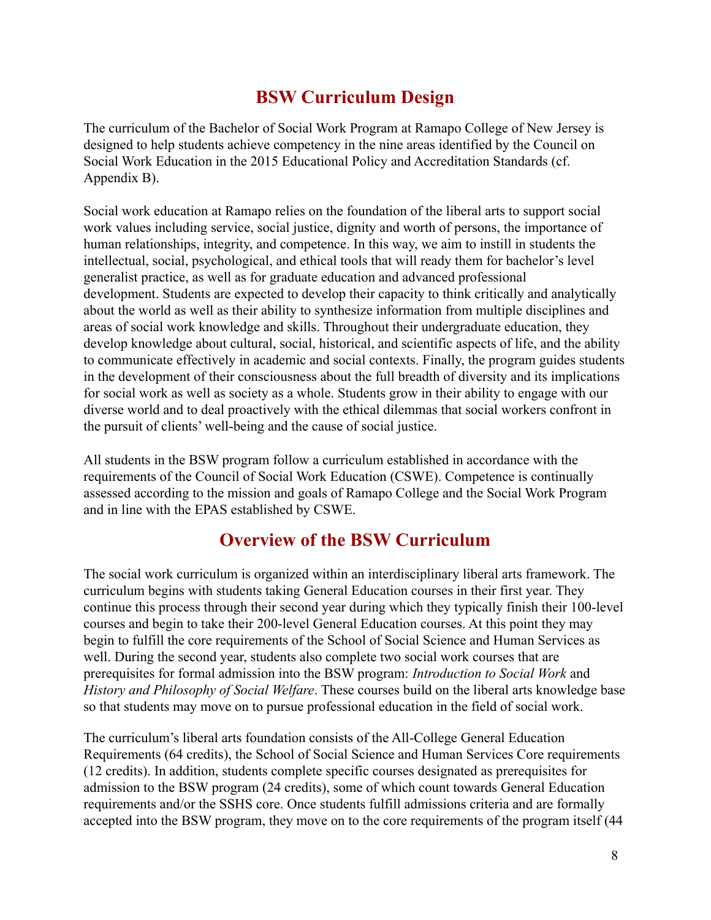## BSW Curriculum Design

The curriculum of the Bachelor of Social Work Program at Ramapo College of New Jersey is designed to help students achieve competency in the nine areas identified by the Council on Social Work Education in the 2015 Educational Policy and Accreditation Standards (cf. Appendix B).

Social work education at Ramapo relies on the foundation of the liberal arts to support social work values including service, social justice, dignity and worth of persons, the importance of human relationships, integrity, and competence. In this way, we aim to instill in students the intellectual, social, psychological, and ethical tools that will ready them for bachelor's level generalist practice, as well as for graduate education and advanced professional development. Students are expected to develop their capacity to think critically and analytically about the world as well as their ability to synthesize information from multiple disciplines and areas of social work knowledge and skills. Throughout their undergraduate education, they develop knowledge about cultural, social, historical, and scientific aspects of life, and the ability to communicate effectively in academic and social contexts. Finally, the program guides students in the development of their consciousness about the full breadth of diversity and its implications for social work as well as society as a whole. Students grow in their ability to engage with our diverse world and to deal proactively with the ethical dilemmas that social workers confront in the pursuit of clients' well-being and the cause of social justice.

All students in the BSW program follow a curriculum established in accordance with the requirements of the Council of Social Work Education (CSWE). Competence is continually assessed according to the mission and goals of Ramapo College and the Social Work Program and in line with the EPAS established by CSWE.

## Overview of the BSW Curriculum

The social work curriculum is organized within an interdisciplinary liberal arts framework. The curriculum begins with students taking General Education courses in their first year. They continue this process through their second year during which they typically finish their 100-level courses and begin to take their 200-level General Education courses. At this point they may begin to fulfill the core requirements of the School of Social Science and Human Services as well. During the second year, students also complete two social work courses that are prerequisites for formal admission into the BSW program: *Introduction to Social Work* and *History and Philosophy of Social Welfare*. These courses build on the liberal arts knowledge base so that students may move on to pursue professional education in the field of social work.

The curriculum's liberal arts foundation consists of the All-College General Education Requirements (64 credits), the School of Social Science and Human Services Core requirements (12 credits). In addition, students complete specific courses designated as prerequisites for admission to the BSW program (24 credits), some of which count towards General Education requirements and/or the SSHS core. Once students fulfill admissions criteria and are formally accepted into the BSW program, they move on to the core requirements of the program itself (44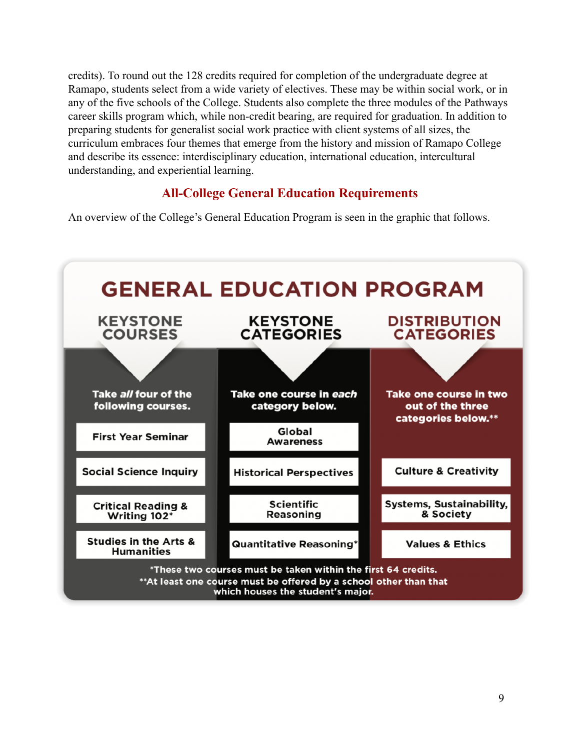credits). To round out the 128 credits required for completion of the undergraduate degree at Ramapo, students select from a wide variety of electives. These may be within social work, or in any of the five schools of the College. Students also complete the three modules of the Pathways career skills program which, while non-credit bearing, are required for graduation. In addition to preparing students for generalist social work practice with client systems of all sizes, the curriculum embraces four themes that emerge from the history and mission of Ramapo College and describe its essence: interdisciplinary education, international education, intercultural understanding, and experiential learning.

## All-College General Education Requirements

An overview of the College's General Education Program is seen in the graphic that follows.

### GENERAL EDUCATION PROGRAM

| KEYSTONE COURSES | KEYSTONE CATEGORIES | DISTRIBUTION CATEGORIES |
|---|---|---|
| Take *all* four of the following courses. | Take one course in *each* category below. | Take one course in two out of the three categories below.** |
| First Year Seminar | Global Awareness | |
| Social Science Inquiry | Historical Perspectives | Culture & Creativity |
| Critical Reading & Writing 102* | Scientific Reasoning | Systems, Sustainability, & Society |
| Studies in the Arts & Humanities | Quantitative Reasoning* | Values & Ethics |

*These two courses must be taken within the first 64 credits.

**At least one course must be offered by a school other than that which houses the student's major.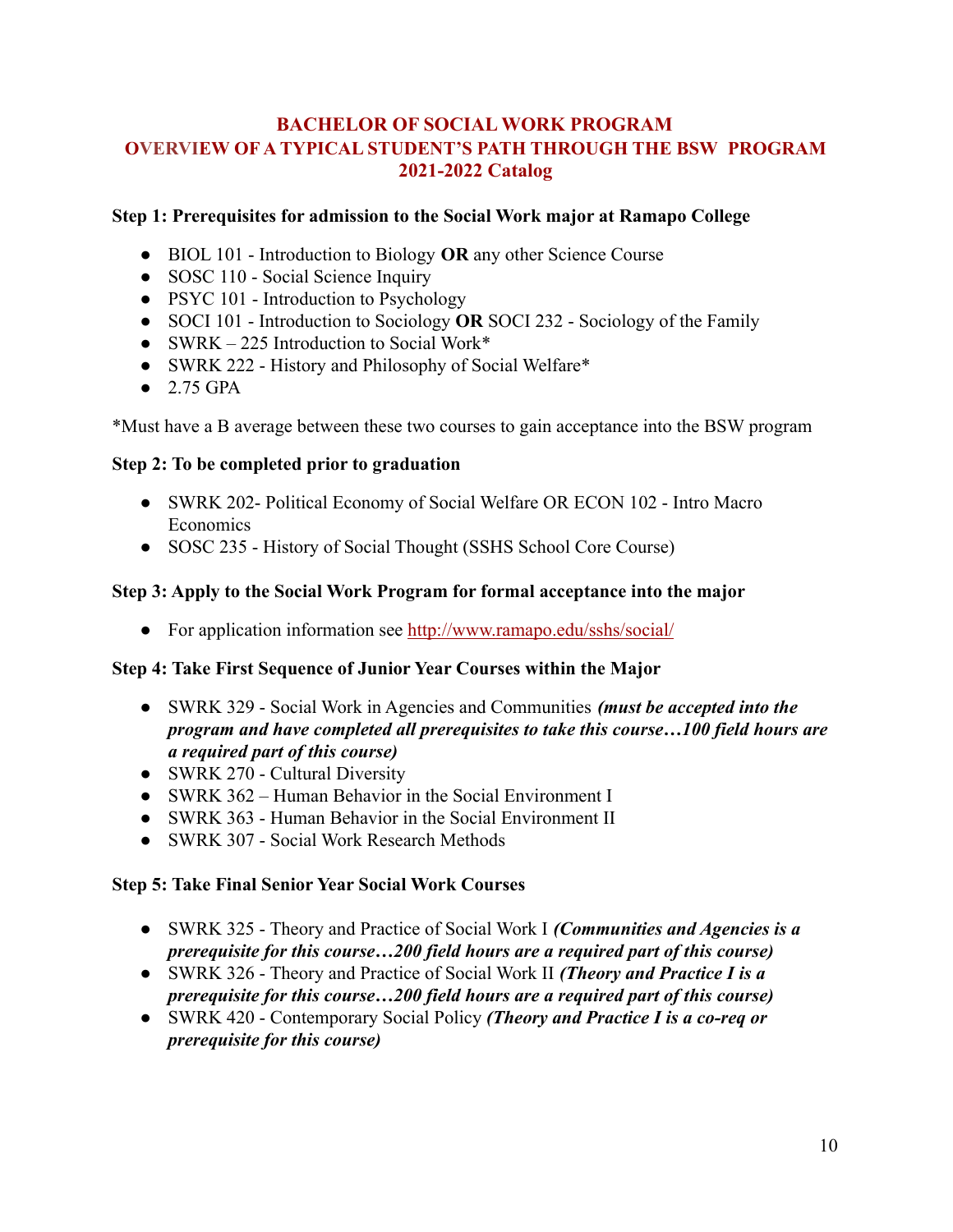# BACHELOR OF SOCIAL WORK PROGRAM
## OVERVIEW OF A TYPICAL STUDENT'S PATH THROUGH THE BSW PROGRAM
## 2021-2022 Catalog

**Step 1: Prerequisites for admission to the Social Work major at Ramapo College**

- BIOL 101 - Introduction to Biology **OR** any other Science Course
- SOSC 110 - Social Science Inquiry
- PSYC 101 - Introduction to Psychology
- SOCI 101 - Introduction to Sociology **OR** SOCI 232 - Sociology of the Family
- SWRK – 225 Introduction to Social Work*
- SWRK 222 - History and Philosophy of Social Welfare*
- 2.75 GPA

*Must have a B average between these two courses to gain acceptance into the BSW program

**Step 2: To be completed prior to graduation**

- SWRK 202- Political Economy of Social Welfare OR ECON 102 - Intro Macro Economics
- SOSC 235 - History of Social Thought (SSHS School Core Course)

**Step 3: Apply to the Social Work Program for formal acceptance into the major**

- For application information see http://www.ramapo.edu/sshs/social/

**Step 4: Take First Sequence of Junior Year Courses within the Major**

- SWRK 329 - Social Work in Agencies and Communities ***(must be accepted into the program and have completed all prerequisites to take this course…100 field hours are a required part of this course)***
- SWRK 270 - Cultural Diversity
- SWRK 362 – Human Behavior in the Social Environment I
- SWRK 363 - Human Behavior in the Social Environment II
- SWRK 307 - Social Work Research Methods

**Step 5: Take Final Senior Year Social Work Courses**

- SWRK 325 - Theory and Practice of Social Work I ***(Communities and Agencies is a prerequisite for this course…200 field hours are a required part of this course)***
- SWRK 326 - Theory and Practice of Social Work II ***(Theory and Practice I is a prerequisite for this course…200 field hours are a required part of this course)***
- SWRK 420 - Contemporary Social Policy ***(Theory and Practice I is a co-req or prerequisite for this course)***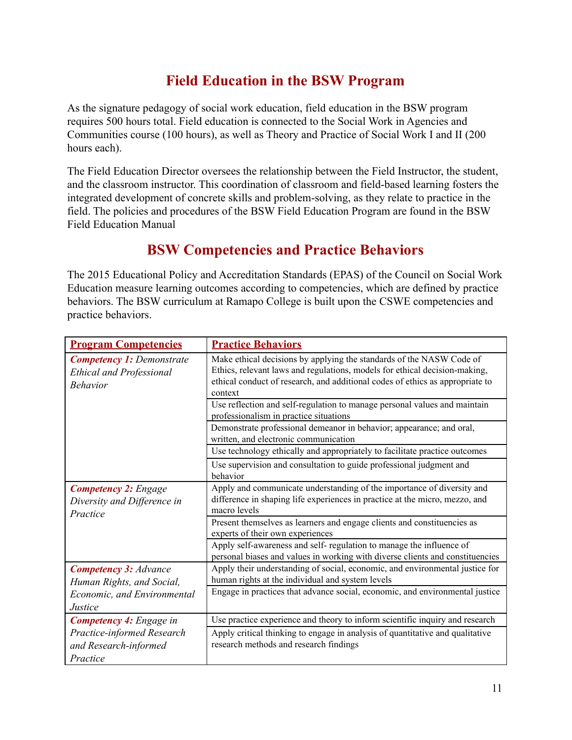## Field Education in the BSW Program

As the signature pedagogy of social work education, field education in the BSW program requires 500 hours total. Field education is connected to the Social Work in Agencies and Communities course (100 hours), as well as Theory and Practice of Social Work I and II (200 hours each).

The Field Education Director oversees the relationship between the Field Instructor, the student, and the classroom instructor. This coordination of classroom and field-based learning fosters the integrated development of concrete skills and problem-solving, as they relate to practice in the field. The policies and procedures of the BSW Field Education Program are found in the BSW Field Education Manual

## BSW Competencies and Practice Behaviors

The 2015 Educational Policy and Accreditation Standards (EPAS) of the Council on Social Work Education measure learning outcomes according to competencies, which are defined by practice behaviors. The BSW curriculum at Ramapo College is built upon the CSWE competencies and practice behaviors.

| **Program Competencies** | **Practice Behaviors** |
|---|---|
| ***Competency 1:*** *Demonstrate Ethical and Professional Behavior* | Make ethical decisions by applying the standards of the NASW Code of Ethics, relevant laws and regulations, models for ethical decision-making, ethical conduct of research, and additional codes of ethics as appropriate to context |
| | Use reflection and self-regulation to manage personal values and maintain professionalism in practice situations |
| | Demonstrate professional demeanor in behavior; appearance; and oral, written, and electronic communication |
| | Use technology ethically and appropriately to facilitate practice outcomes |
| | Use supervision and consultation to guide professional judgment and behavior |
| ***Competency 2:*** *Engage Diversity and Difference in Practice* | Apply and communicate understanding of the importance of diversity and difference in shaping life experiences in practice at the micro, mezzo, and macro levels |
| | Present themselves as learners and engage clients and constituencies as experts of their own experiences |
| | Apply self-awareness and self- regulation to manage the influence of personal biases and values in working with diverse clients and constituencies |
| ***Competency 3:*** *Advance Human Rights, and Social, Economic, and Environmental Justice* | Apply their understanding of social, economic, and environmental justice for human rights at the individual and system levels |
| | Engage in practices that advance social, economic, and environmental justice |
| ***Competency 4:*** *Engage in Practice-informed Research and Research-informed Practice* | Use practice experience and theory to inform scientific inquiry and research |
| | Apply critical thinking to engage in analysis of quantitative and qualitative research methods and research findings |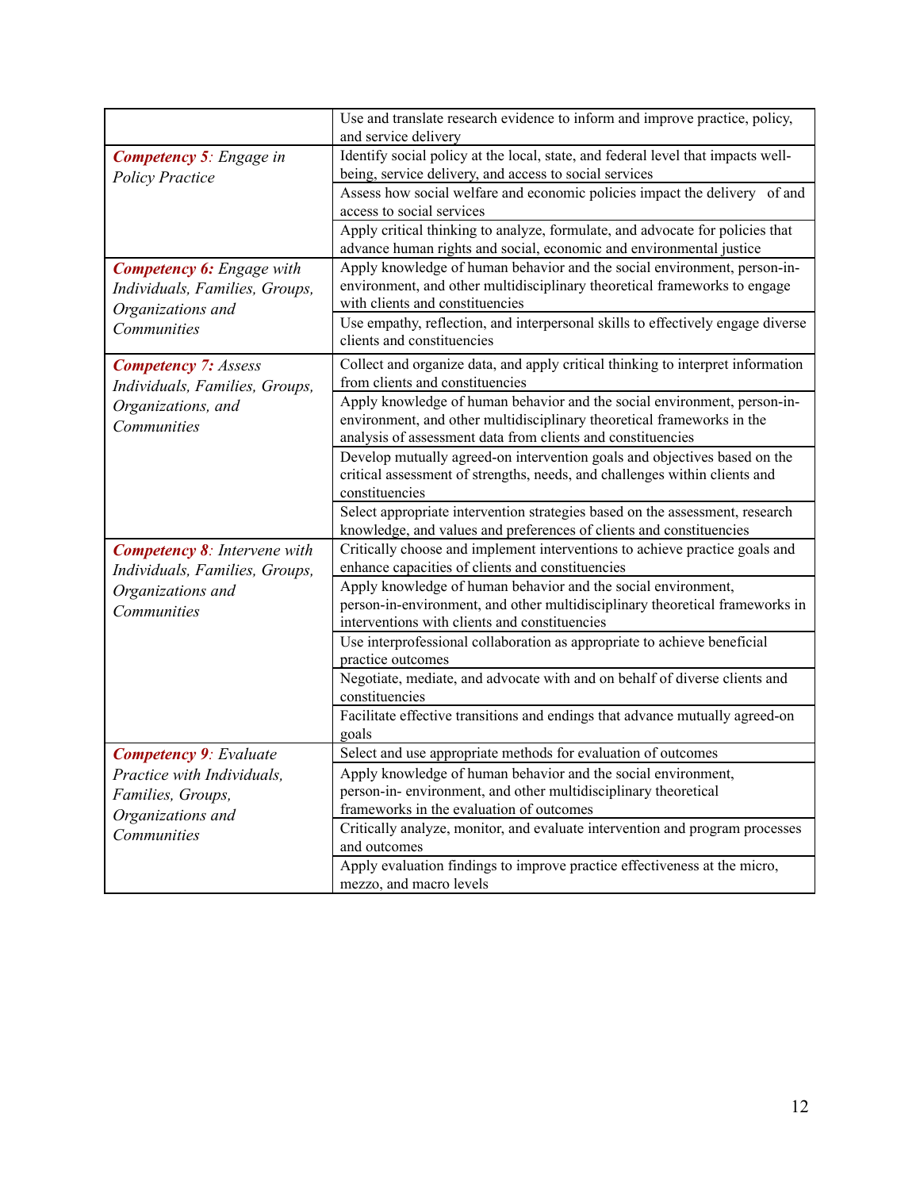| | |
|---|---|
| | Use and translate research evidence to inform and improve practice, policy, and service delivery |
| ***Competency 5**: Engage in Policy Practice* | Identify social policy at the local, state, and federal level that impacts well-being, service delivery, and access to social services |
| | Assess how social welfare and economic policies impact the delivery of and access to social services |
| | Apply critical thinking to analyze, formulate, and advocate for policies that advance human rights and social, economic and environmental justice |
| ***Competency 6:** Engage with Individuals, Families, Groups, Organizations and Communities* | Apply knowledge of human behavior and the social environment, person-in-environment, and other multidisciplinary theoretical frameworks to engage with clients and constituencies |
| | Use empathy, reflection, and interpersonal skills to effectively engage diverse clients and constituencies |
| ***Competency 7:** Assess Individuals, Families, Groups, Organizations, and Communities* | Collect and organize data, and apply critical thinking to interpret information from clients and constituencies |
| | Apply knowledge of human behavior and the social environment, person-in-environment, and other multidisciplinary theoretical frameworks in the analysis of assessment data from clients and constituencies |
| | Develop mutually agreed-on intervention goals and objectives based on the critical assessment of strengths, needs, and challenges within clients and constituencies |
| | Select appropriate intervention strategies based on the assessment, research knowledge, and values and preferences of clients and constituencies |
| ***Competency 8**: Intervene with Individuals, Families, Groups, Organizations and Communities* | Critically choose and implement interventions to achieve practice goals and enhance capacities of clients and constituencies |
| | Apply knowledge of human behavior and the social environment, person-in-environment, and other multidisciplinary theoretical frameworks in interventions with clients and constituencies |
| | Use interprofessional collaboration as appropriate to achieve beneficial practice outcomes |
| | Negotiate, mediate, and advocate with and on behalf of diverse clients and constituencies |
| | Facilitate effective transitions and endings that advance mutually agreed-on goals |
| ***Competency 9**: Evaluate Practice with Individuals, Families, Groups, Organizations and Communities* | Select and use appropriate methods for evaluation of outcomes |
| | Apply knowledge of human behavior and the social environment, person-in- environment, and other multidisciplinary theoretical frameworks in the evaluation of outcomes |
| | Critically analyze, monitor, and evaluate intervention and program processes and outcomes |
| | Apply evaluation findings to improve practice effectiveness at the micro, mezzo, and macro levels |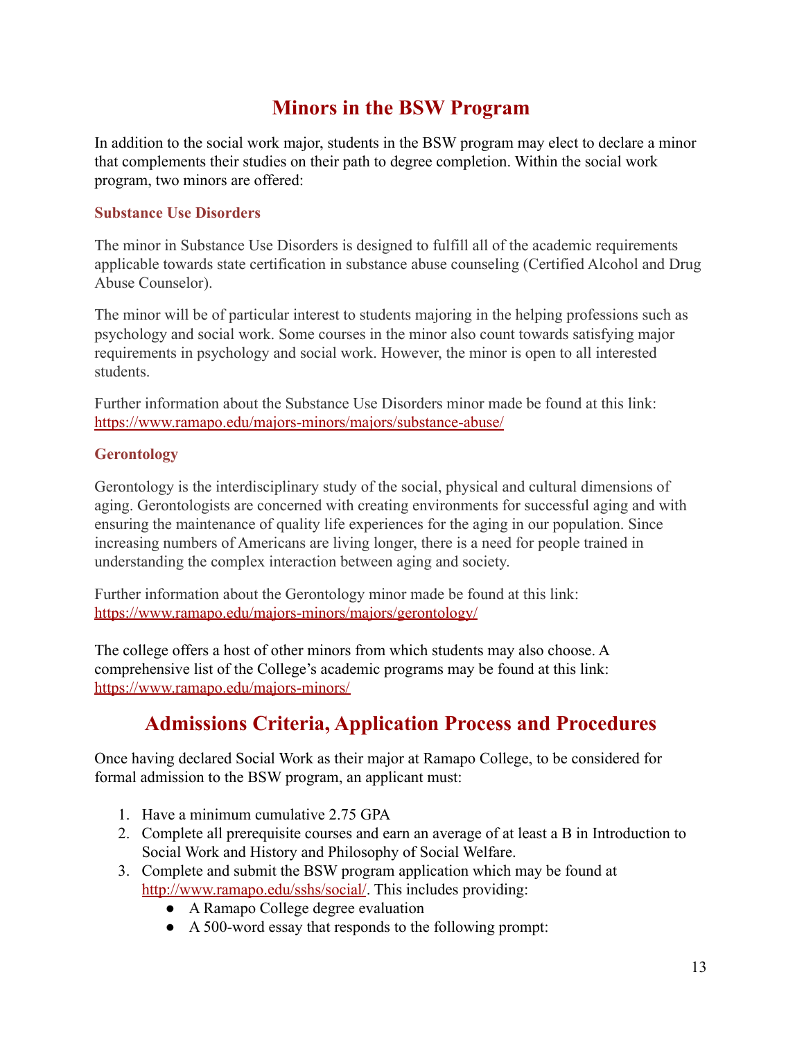## Minors in the BSW Program

In addition to the social work major, students in the BSW program may elect to declare a minor that complements their studies on their path to degree completion. Within the social work program, two minors are offered:

### Substance Use Disorders

The minor in Substance Use Disorders is designed to fulfill all of the academic requirements applicable towards state certification in substance abuse counseling (Certified Alcohol and Drug Abuse Counselor).

The minor will be of particular interest to students majoring in the helping professions such as psychology and social work. Some courses in the minor also count towards satisfying major requirements in psychology and social work. However, the minor is open to all interested students.

Further information about the Substance Use Disorders minor made be found at this link: https://www.ramapo.edu/majors-minors/majors/substance-abuse/

### Gerontology

Gerontology is the interdisciplinary study of the social, physical and cultural dimensions of aging. Gerontologists are concerned with creating environments for successful aging and with ensuring the maintenance of quality life experiences for the aging in our population. Since increasing numbers of Americans are living longer, there is a need for people trained in understanding the complex interaction between aging and society.

Further information about the Gerontology minor made be found at this link: https://www.ramapo.edu/majors-minors/majors/gerontology/

The college offers a host of other minors from which students may also choose. A comprehensive list of the College's academic programs may be found at this link: https://www.ramapo.edu/majors-minors/

## Admissions Criteria, Application Process and Procedures

Once having declared Social Work as their major at Ramapo College, to be considered for formal admission to the BSW program, an applicant must:

1. Have a minimum cumulative 2.75 GPA
2. Complete all prerequisite courses and earn an average of at least a B in Introduction to Social Work and History and Philosophy of Social Welfare.
3. Complete and submit the BSW program application which may be found at http://www.ramapo.edu/sshs/social/. This includes providing:
   - A Ramapo College degree evaluation
   - A 500-word essay that responds to the following prompt: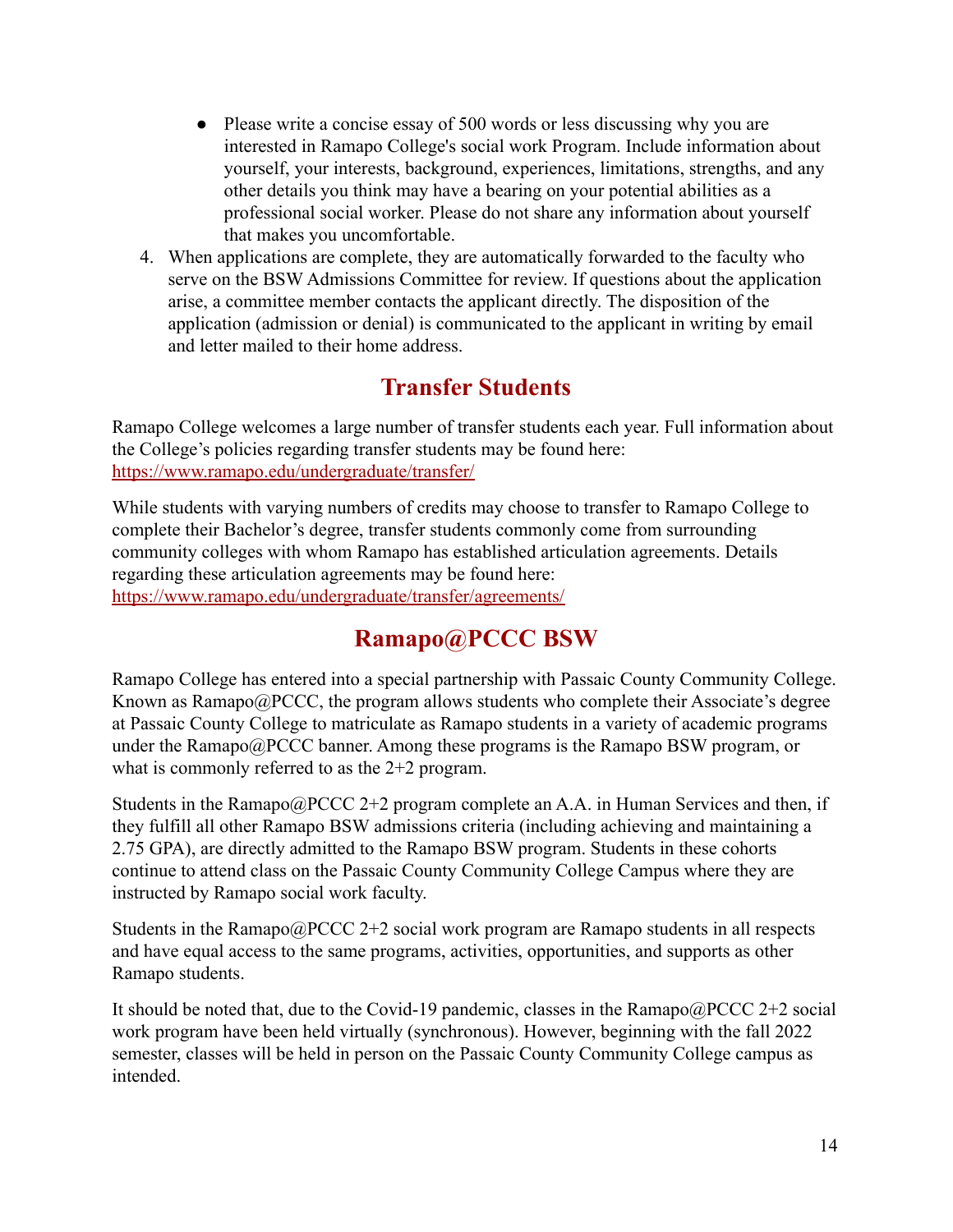- Please write a concise essay of 500 words or less discussing why you are interested in Ramapo College's social work Program. Include information about yourself, your interests, background, experiences, limitations, strengths, and any other details you think may have a bearing on your potential abilities as a professional social worker. Please do not share any information about yourself that makes you uncomfortable.

4. When applications are complete, they are automatically forwarded to the faculty who serve on the BSW Admissions Committee for review. If questions about the application arise, a committee member contacts the applicant directly. The disposition of the application (admission or denial) is communicated to the applicant in writing by email and letter mailed to their home address.

## Transfer Students

Ramapo College welcomes a large number of transfer students each year. Full information about the College's policies regarding transfer students may be found here: https://www.ramapo.edu/undergraduate/transfer/

While students with varying numbers of credits may choose to transfer to Ramapo College to complete their Bachelor's degree, transfer students commonly come from surrounding community colleges with whom Ramapo has established articulation agreements. Details regarding these articulation agreements may be found here: https://www.ramapo.edu/undergraduate/transfer/agreements/

## Ramapo@PCCC BSW

Ramapo College has entered into a special partnership with Passaic County Community College. Known as Ramapo@PCCC, the program allows students who complete their Associate's degree at Passaic County College to matriculate as Ramapo students in a variety of academic programs under the Ramapo@PCCC banner. Among these programs is the Ramapo BSW program, or what is commonly referred to as the 2+2 program.

Students in the Ramapo@PCCC 2+2 program complete an A.A. in Human Services and then, if they fulfill all other Ramapo BSW admissions criteria (including achieving and maintaining a 2.75 GPA), are directly admitted to the Ramapo BSW program. Students in these cohorts continue to attend class on the Passaic County Community College Campus where they are instructed by Ramapo social work faculty.

Students in the Ramapo@PCCC 2+2 social work program are Ramapo students in all respects and have equal access to the same programs, activities, opportunities, and supports as other Ramapo students.

It should be noted that, due to the Covid-19 pandemic, classes in the Ramapo@PCCC 2+2 social work program have been held virtually (synchronous). However, beginning with the fall 2022 semester, classes will be held in person on the Passaic County Community College campus as intended.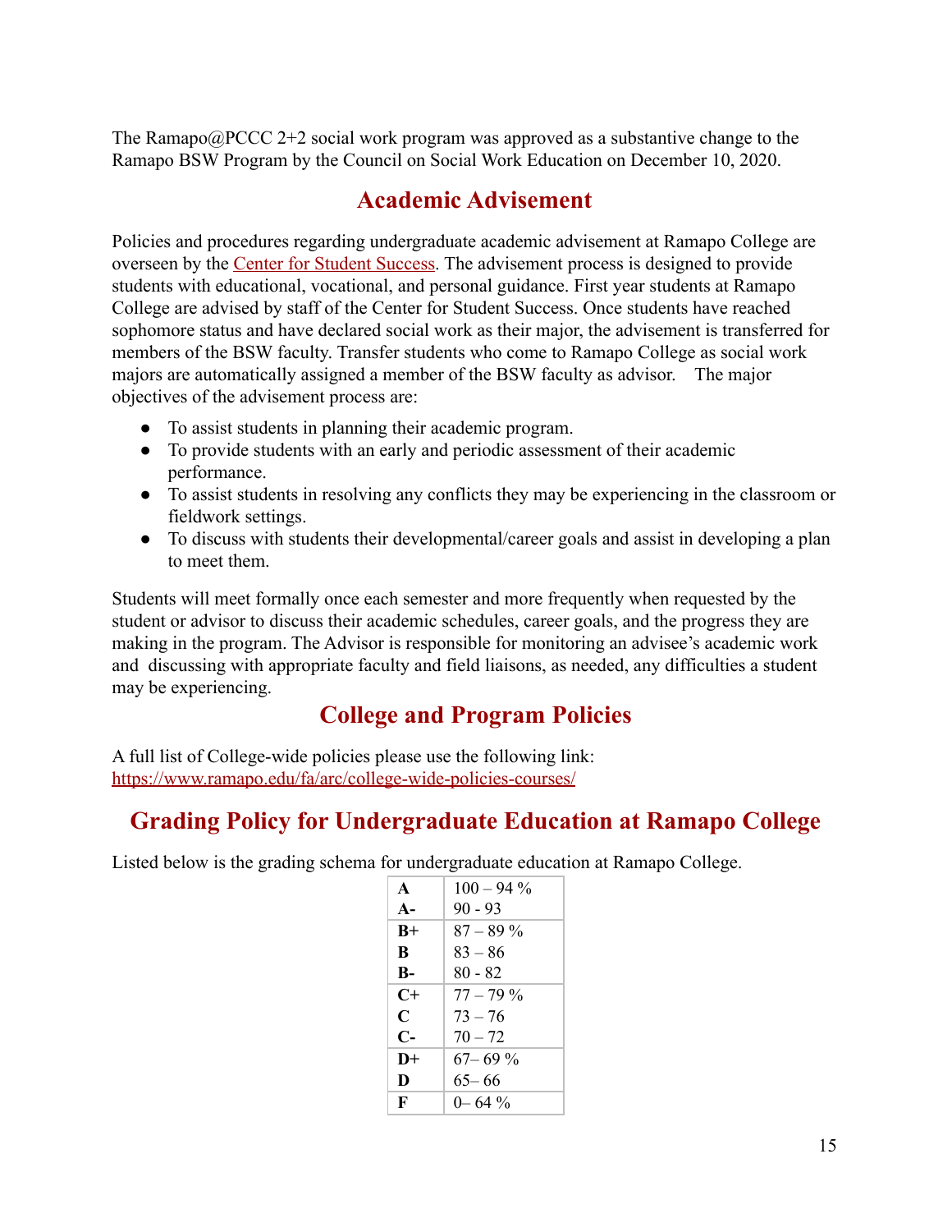The Ramapo@PCCC 2+2 social work program was approved as a substantive change to the Ramapo BSW Program by the Council on Social Work Education on December 10, 2020.

## Academic Advisement

Policies and procedures regarding undergraduate academic advisement at Ramapo College are overseen by the Center for Student Success. The advisement process is designed to provide students with educational, vocational, and personal guidance. First year students at Ramapo College are advised by staff of the Center for Student Success. Once students have reached sophomore status and have declared social work as their major, the advisement is transferred for members of the BSW faculty. Transfer students who come to Ramapo College as social work majors are automatically assigned a member of the BSW faculty as advisor. The major objectives of the advisement process are:

- To assist students in planning their academic program.
- To provide students with an early and periodic assessment of their academic performance.
- To assist students in resolving any conflicts they may be experiencing in the classroom or fieldwork settings.
- To discuss with students their developmental/career goals and assist in developing a plan to meet them.

Students will meet formally once each semester and more frequently when requested by the student or advisor to discuss their academic schedules, career goals, and the progress they are making in the program. The Advisor is responsible for monitoring an advisee's academic work and discussing with appropriate faculty and field liaisons, as needed, any difficulties a student may be experiencing.

## College and Program Policies

A full list of College-wide policies please use the following link: https://www.ramapo.edu/fa/arc/college-wide-policies-courses/

## Grading Policy for Undergraduate Education at Ramapo College

Listed below is the grading schema for undergraduate education at Ramapo College.

| Grade | Range |
|---|---|
| **A** | 100 – 94 % |
| **A-** | 90 - 93 |
| **B+** | 87 – 89 % |
| **B** | 83 – 86 |
| **B-** | 80 - 82 |
| **C+** | 77 – 79 % |
| **C** | 73 – 76 |
| **C-** | 70 – 72 |
| **D+** | 67– 69 % |
| **D** | 65– 66 |
| **F** | 0– 64 % |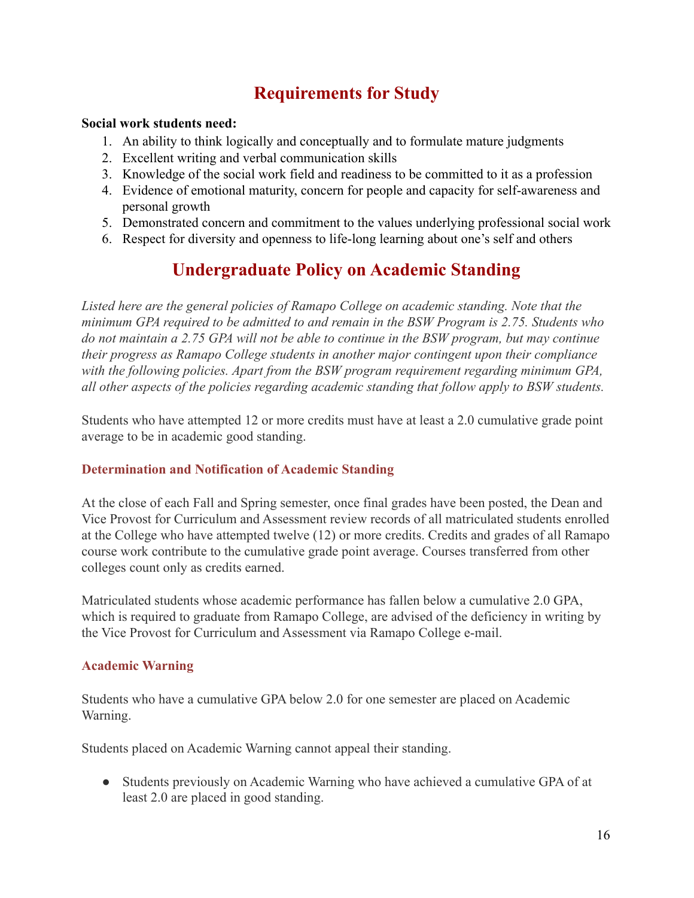# Requirements for Study

**Social work students need:**

1. An ability to think logically and conceptually and to formulate mature judgments
2. Excellent writing and verbal communication skills
3. Knowledge of the social work field and readiness to be committed to it as a profession
4. Evidence of emotional maturity, concern for people and capacity for self-awareness and personal growth
5. Demonstrated concern and commitment to the values underlying professional social work
6. Respect for diversity and openness to life-long learning about one's self and others

# Undergraduate Policy on Academic Standing

*Listed here are the general policies of Ramapo College on academic standing. Note that the minimum GPA required to be admitted to and remain in the BSW Program is 2.75. Students who do not maintain a 2.75 GPA will not be able to continue in the BSW Program, but may continue their progress as Ramapo College students in another major contingent upon their compliance with the following policies. Apart from the BSW program requirement regarding minimum GPA, all other aspects of the policies regarding academic standing that follow apply to BSW students.*

Students who have attempted 12 or more credits must have at least a 2.0 cumulative grade point average to be in academic good standing.

### Determination and Notification of Academic Standing

At the close of each Fall and Spring semester, once final grades have been posted, the Dean and Vice Provost for Curriculum and Assessment review records of all matriculated students enrolled at the College who have attempted twelve (12) or more credits. Credits and grades of all Ramapo course work contribute to the cumulative grade point average. Courses transferred from other colleges count only as credits earned.

Matriculated students whose academic performance has fallen below a cumulative 2.0 GPA, which is required to graduate from Ramapo College, are advised of the deficiency in writing by the Vice Provost for Curriculum and Assessment via Ramapo College e-mail.

### Academic Warning

Students who have a cumulative GPA below 2.0 for one semester are placed on Academic Warning.

Students placed on Academic Warning cannot appeal their standing.

- Students previously on Academic Warning who have achieved a cumulative GPA of at least 2.0 are placed in good standing.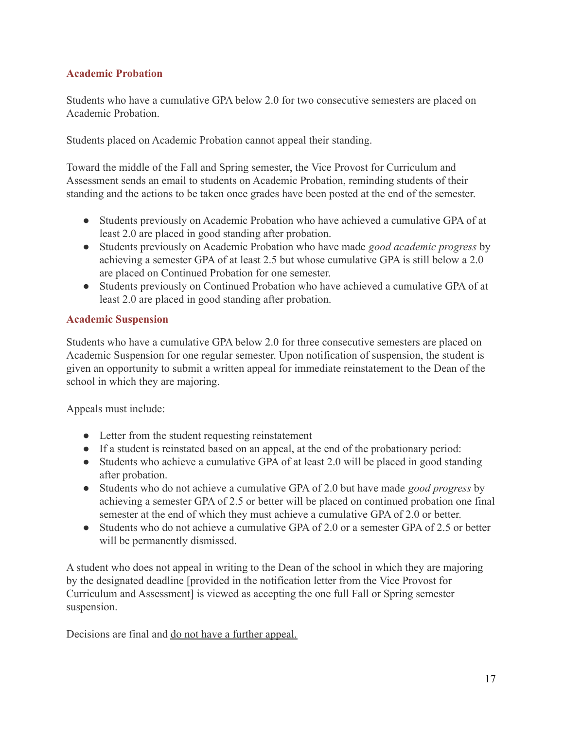## Academic Probation

Students who have a cumulative GPA below 2.0 for two consecutive semesters are placed on Academic Probation.

Students placed on Academic Probation cannot appeal their standing.

Toward the middle of the Fall and Spring semester, the Vice Provost for Curriculum and Assessment sends an email to students on Academic Probation, reminding students of their standing and the actions to be taken once grades have been posted at the end of the semester.

- Students previously on Academic Probation who have achieved a cumulative GPA of at least 2.0 are placed in good standing after probation.
- Students previously on Academic Probation who have made *good academic progress* by achieving a semester GPA of at least 2.5 but whose cumulative GPA is still below a 2.0 are placed on Continued Probation for one semester.
- Students previously on Continued Probation who have achieved a cumulative GPA of at least 2.0 are placed in good standing after probation.

## Academic Suspension

Students who have a cumulative GPA below 2.0 for three consecutive semesters are placed on Academic Suspension for one regular semester. Upon notification of suspension, the student is given an opportunity to submit a written appeal for immediate reinstatement to the Dean of the school in which they are majoring.

Appeals must include:

- Letter from the student requesting reinstatement
- If a student is reinstated based on an appeal, at the end of the probationary period:
- Students who achieve a cumulative GPA of at least 2.0 will be placed in good standing after probation.
- Students who do not achieve a cumulative GPA of 2.0 but have made *good progress* by achieving a semester GPA of 2.5 or better will be placed on continued probation one final semester at the end of which they must achieve a cumulative GPA of 2.0 or better.
- Students who do not achieve a cumulative GPA of 2.0 or a semester GPA of 2.5 or better will be permanently dismissed.

A student who does not appeal in writing to the Dean of the school in which they are majoring by the designated deadline [provided in the notification letter from the Vice Provost for Curriculum and Assessment] is viewed as accepting the one full Fall or Spring semester suspension.

Decisions are final and <u>do not have a further appeal.</u>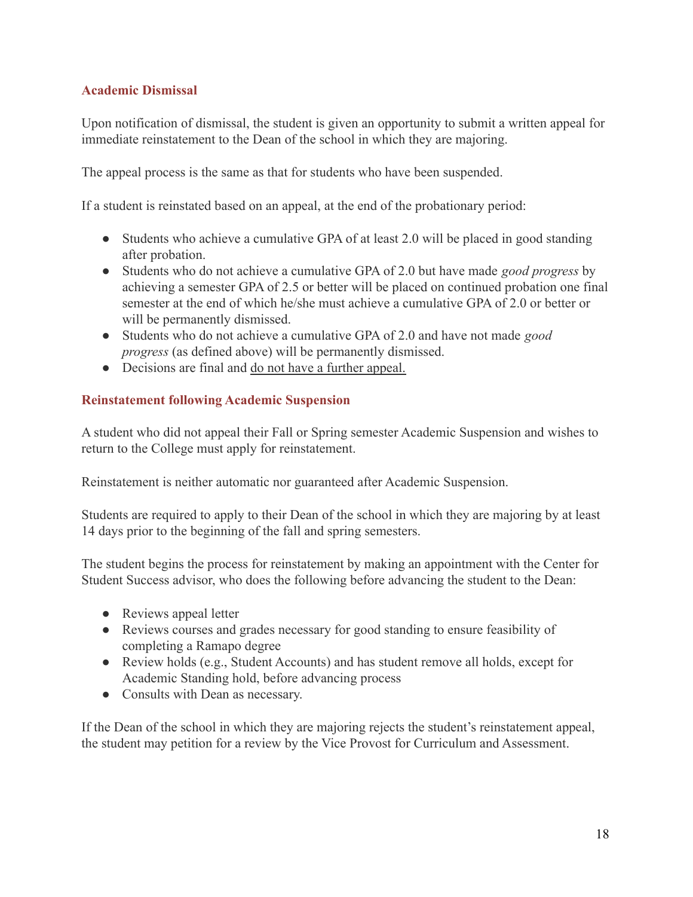### Academic Dismissal

Upon notification of dismissal, the student is given an opportunity to submit a written appeal for immediate reinstatement to the Dean of the school in which they are majoring.

The appeal process is the same as that for students who have been suspended.

If a student is reinstated based on an appeal, at the end of the probationary period:

- Students who achieve a cumulative GPA of at least 2.0 will be placed in good standing after probation.
- Students who do not achieve a cumulative GPA of 2.0 but have made *good progress* by achieving a semester GPA of 2.5 or better will be placed on continued probation one final semester at the end of which he/she must achieve a cumulative GPA of 2.0 or better or will be permanently dismissed.
- Students who do not achieve a cumulative GPA of 2.0 and have not made *good progress* (as defined above) will be permanently dismissed.
- Decisions are final and <u>do not have a further appeal.</u>

### Reinstatement following Academic Suspension

A student who did not appeal their Fall or Spring semester Academic Suspension and wishes to return to the College must apply for reinstatement.

Reinstatement is neither automatic nor guaranteed after Academic Suspension.

Students are required to apply to their Dean of the school in which they are majoring by at least 14 days prior to the beginning of the fall and spring semesters.

The student begins the process for reinstatement by making an appointment with the Center for Student Success advisor, who does the following before advancing the student to the Dean:

- Reviews appeal letter
- Reviews courses and grades necessary for good standing to ensure feasibility of completing a Ramapo degree
- Review holds (e.g., Student Accounts) and has student remove all holds, except for Academic Standing hold, before advancing process
- Consults with Dean as necessary.

If the Dean of the school in which they are majoring rejects the student's reinstatement appeal, the student may petition for a review by the Vice Provost for Curriculum and Assessment.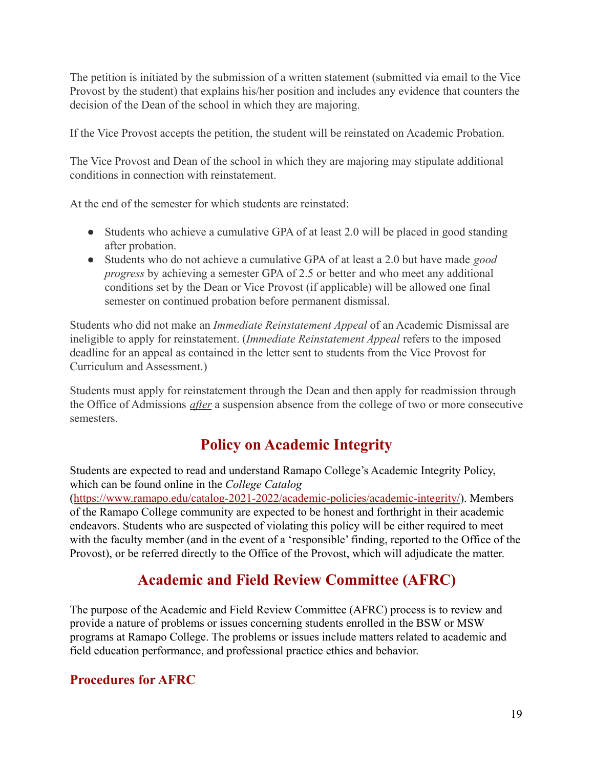The petition is initiated by the submission of a written statement (submitted via email to the Vice Provost by the student) that explains his/her position and includes any evidence that counters the decision of the Dean of the school in which they are majoring.

If the Vice Provost accepts the petition, the student will be reinstated on Academic Probation.

The Vice Provost and Dean of the school in which they are majoring may stipulate additional conditions in connection with reinstatement.

At the end of the semester for which students are reinstated:

- Students who achieve a cumulative GPA of at least 2.0 will be placed in good standing after probation.
- Students who do not achieve a cumulative GPA of at least a 2.0 but have made *good progress* by achieving a semester GPA of 2.5 or better and who meet any additional conditions set by the Dean or Vice Provost (if applicable) will be allowed one final semester on continued probation before permanent dismissal.

Students who did not make an *Immediate Reinstatement Appeal* of an Academic Dismissal are ineligible to apply for reinstatement. (*Immediate Reinstatement Appeal* refers to the imposed deadline for an appeal as contained in the letter sent to students from the Vice Provost for Curriculum and Assessment.)

Students must apply for reinstatement through the Dean and then apply for readmission through the Office of Admissions ***after*** a suspension absence from the college of two or more consecutive semesters.

## Policy on Academic Integrity

Students are expected to read and understand Ramapo College's Academic Integrity Policy, which can be found online in the *College Catalog* (https://www.ramapo.edu/catalog-2021-2022/academic-policies/academic-integrity/). Members of the Ramapo College community are expected to be honest and forthright in their academic endeavors. Students who are suspected of violating this policy will be either required to meet with the faculty member (and in the event of a 'responsible' finding, reported to the Office of the Provost), or be referred directly to the Office of the Provost, which will adjudicate the matter.

## Academic and Field Review Committee (AFRC)

The purpose of the Academic and Field Review Committee (AFRC) process is to review and provide a nature of problems or issues concerning students enrolled in the BSW or MSW programs at Ramapo College. The problems or issues include matters related to academic and field education performance, and professional practice ethics and behavior.

### Procedures for AFRC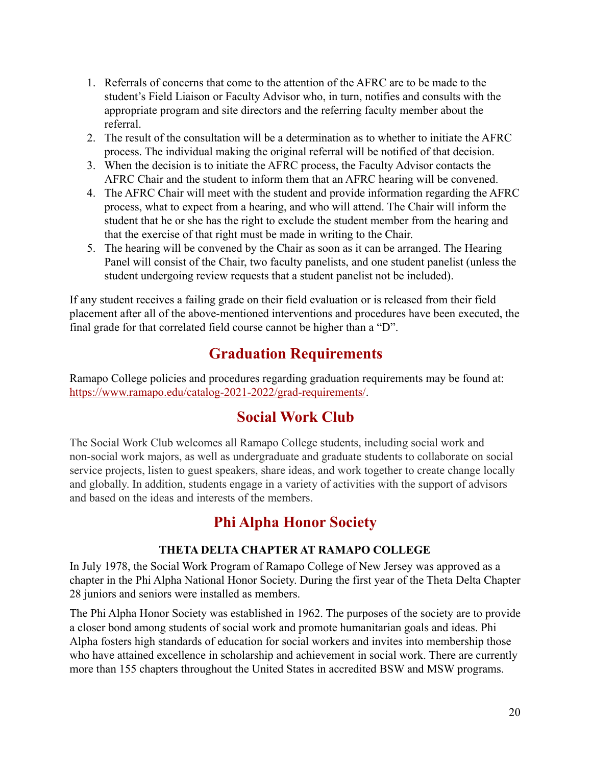1. Referrals of concerns that come to the attention of the AFRC are to be made to the student's Field Liaison or Faculty Advisor who, in turn, notifies and consults with the appropriate program and site directors and the referring faculty member about the referral.
2. The result of the consultation will be a determination as to whether to initiate the AFRC process. The individual making the original referral will be notified of that decision.
3. When the decision is to initiate the AFRC process, the Faculty Advisor contacts the AFRC Chair and the student to inform them that an AFRC hearing will be convened.
4. The AFRC Chair will meet with the student and provide information regarding the AFRC process, what to expect from a hearing, and who will attend. The Chair will inform the student that he or she has the right to exclude the student member from the hearing and that the exercise of that right must be made in writing to the Chair.
5. The hearing will be convened by the Chair as soon as it can be arranged. The Hearing Panel will consist of the Chair, two faculty panelists, and one student panelist (unless the student undergoing review requests that a student panelist not be included).

If any student receives a failing grade on their field evaluation or is released from their field placement after all of the above-mentioned interventions and procedures have been executed, the final grade for that correlated field course cannot be higher than a "D".

## Graduation Requirements

Ramapo College policies and procedures regarding graduation requirements may be found at: https://www.ramapo.edu/catalog-2021-2022/grad-requirements/.

## Social Work Club

The Social Work Club welcomes all Ramapo College students, including social work and non-social work majors, as well as undergraduate and graduate students to collaborate on social service projects, listen to guest speakers, share ideas, and work together to create change locally and globally. In addition, students engage in a variety of activities with the support of advisors and based on the ideas and interests of the members.

## Phi Alpha Honor Society

### THETA DELTA CHAPTER AT RAMAPO COLLEGE

In July 1978, the Social Work Program of Ramapo College of New Jersey was approved as a chapter in the Phi Alpha National Honor Society. During the first year of the Theta Delta Chapter 28 juniors and seniors were installed as members.

The Phi Alpha Honor Society was established in 1962. The purposes of the society are to provide a closer bond among students of social work and promote humanitarian goals and ideas. Phi Alpha fosters high standards of education for social workers and invites into membership those who have attained excellence in scholarship and achievement in social work. There are currently more than 155 chapters throughout the United States in accredited BSW and MSW programs.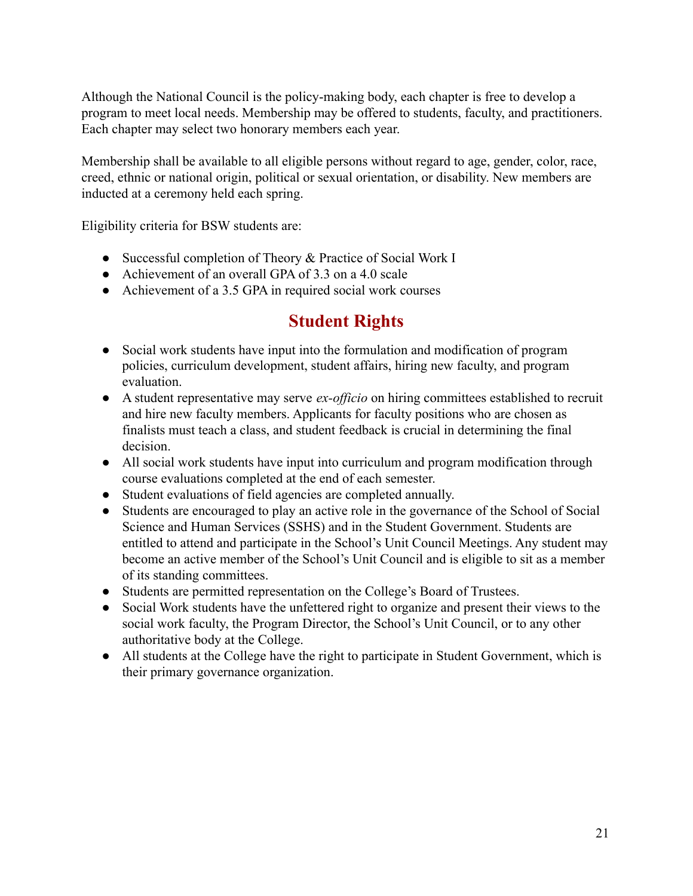Although the National Council is the policy-making body, each chapter is free to develop a program to meet local needs. Membership may be offered to students, faculty, and practitioners. Each chapter may select two honorary members each year.

Membership shall be available to all eligible persons without regard to age, gender, color, race, creed, ethnic or national origin, political or sexual orientation, or disability. New members are inducted at a ceremony held each spring.

Eligibility criteria for BSW students are:

- Successful completion of Theory & Practice of Social Work I
- Achievement of an overall GPA of 3.3 on a 4.0 scale
- Achievement of a 3.5 GPA in required social work courses

## Student Rights

- Social work students have input into the formulation and modification of program policies, curriculum development, student affairs, hiring new faculty, and program evaluation.
- A student representative may serve *ex-officio* on hiring committees established to recruit and hire new faculty members. Applicants for faculty positions who are chosen as finalists must teach a class, and student feedback is crucial in determining the final decision.
- All social work students have input into curriculum and program modification through course evaluations completed at the end of each semester.
- Student evaluations of field agencies are completed annually.
- Students are encouraged to play an active role in the governance of the School of Social Science and Human Services (SSHS) and in the Student Government. Students are entitled to attend and participate in the School's Unit Council Meetings. Any student may become an active member of the School's Unit Council and is eligible to sit as a member of its standing committees.
- Students are permitted representation on the College's Board of Trustees.
- Social Work students have the unfettered right to organize and present their views to the social work faculty, the Program Director, the School's Unit Council, or to any other authoritative body at the College.
- All students at the College have the right to participate in Student Government, which is their primary governance organization.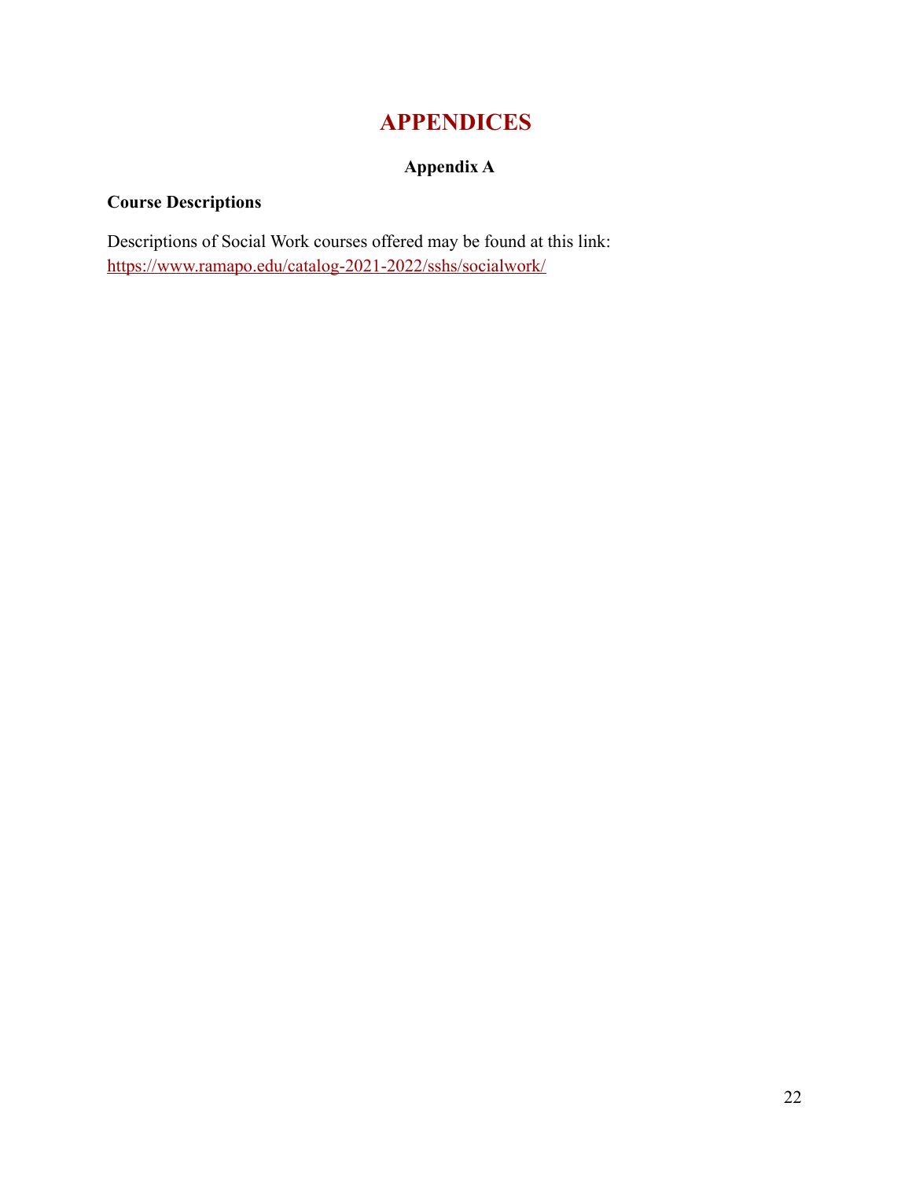# APPENDICES

## Appendix A

### Course Descriptions

Descriptions of Social Work courses offered may be found at this link: https://www.ramapo.edu/catalog-2021-2022/sshs/socialwork/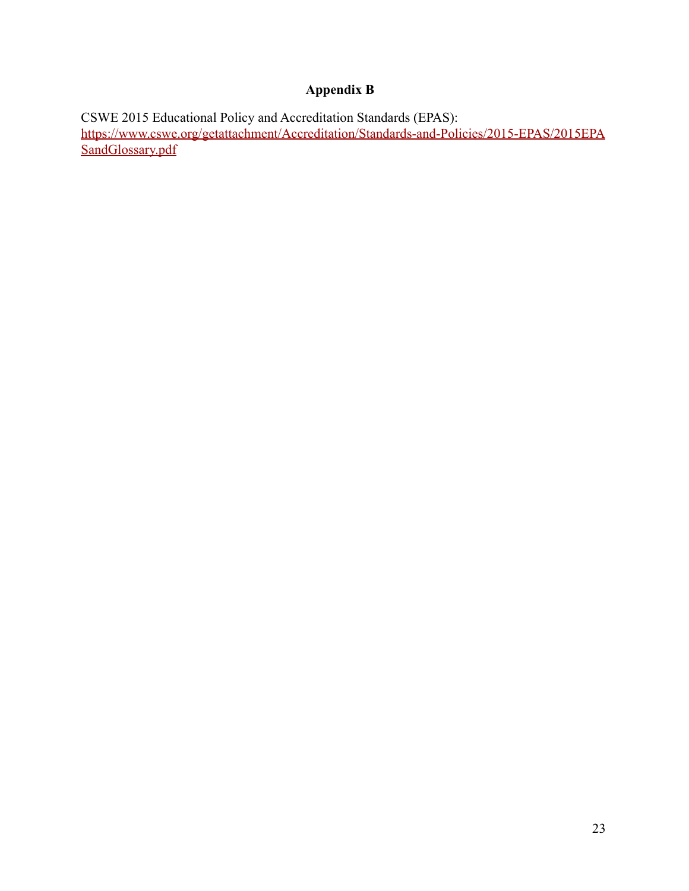# Appendix B

CSWE 2015 Educational Policy and Accreditation Standards (EPAS): [https://www.cswe.org/getattachment/Accreditation/Standards-and-Policies/2015-EPAS/2015EPASandGlossary.pdf](https://www.cswe.org/getattachment/Accreditation/Standards-and-Policies/2015-EPAS/2015EPASandGlossary.pdf)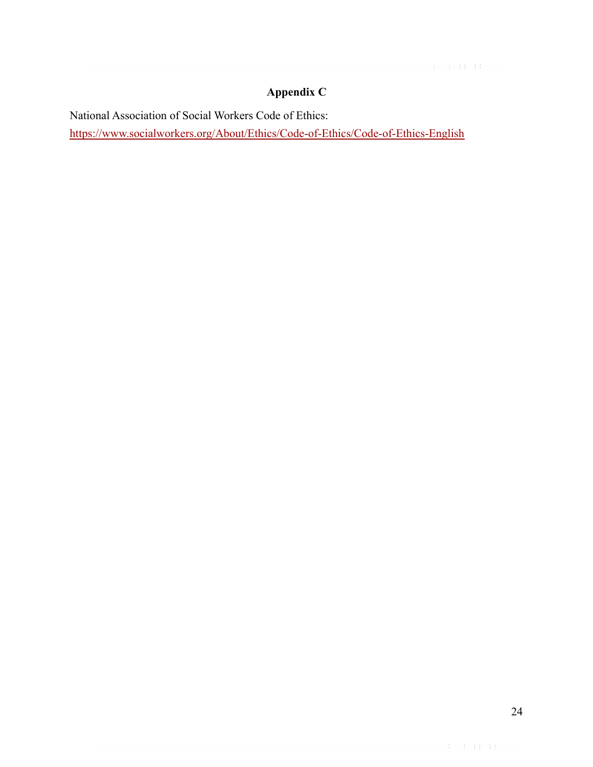## Appendix C

National Association of Social Workers Code of Ethics:
https://www.socialworkers.org/About/Ethics/Code-of-Ethics/Code-of-Ethics-English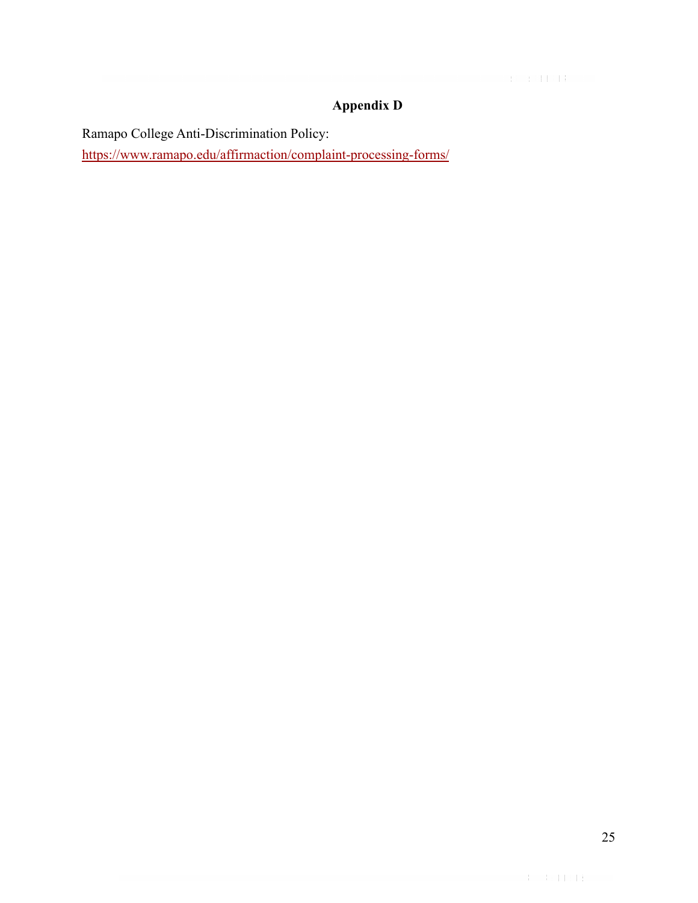## Appendix D

Ramapo College Anti-Discrimination Policy:
https://www.ramapo.edu/affirmaction/complaint-processing-forms/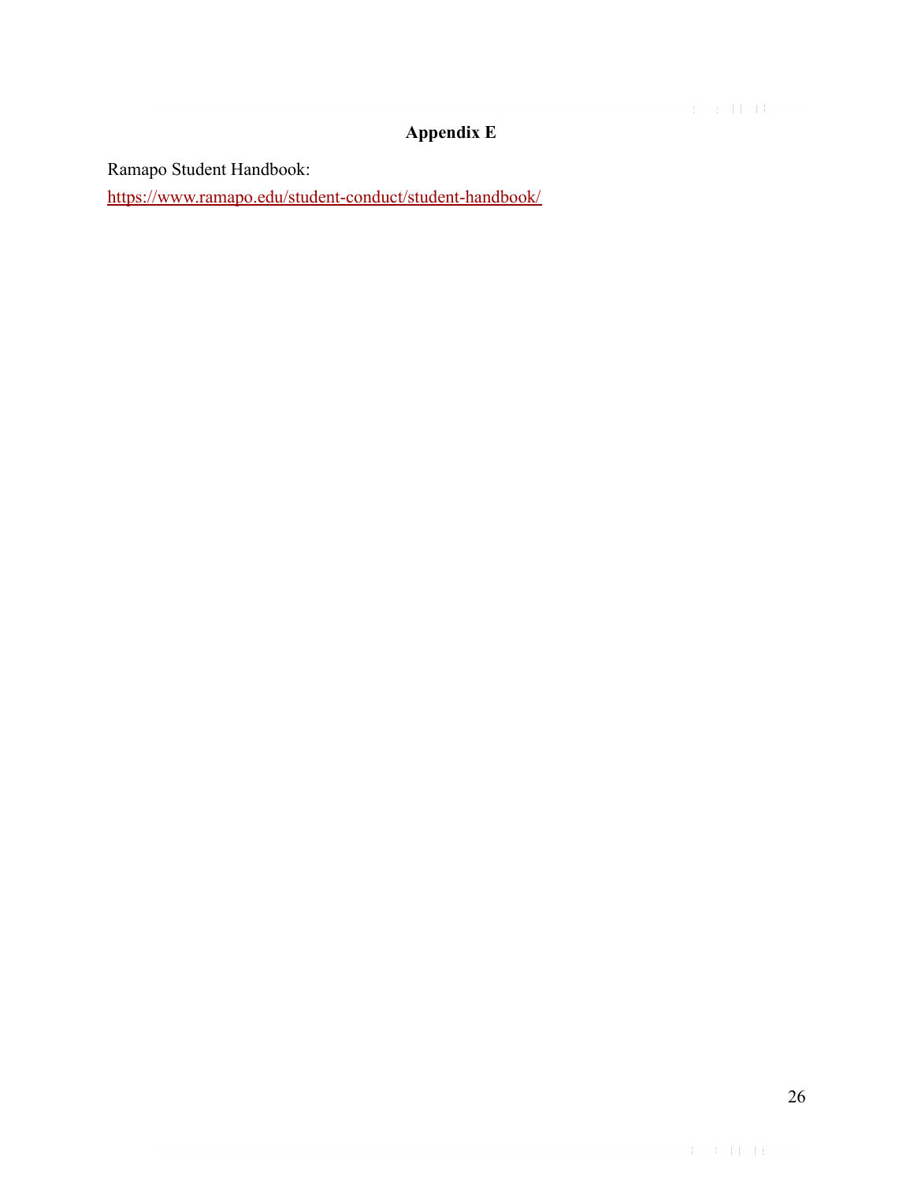# Appendix E

Ramapo Student Handbook:

https://www.ramapo.edu/student-conduct/student-handbook/